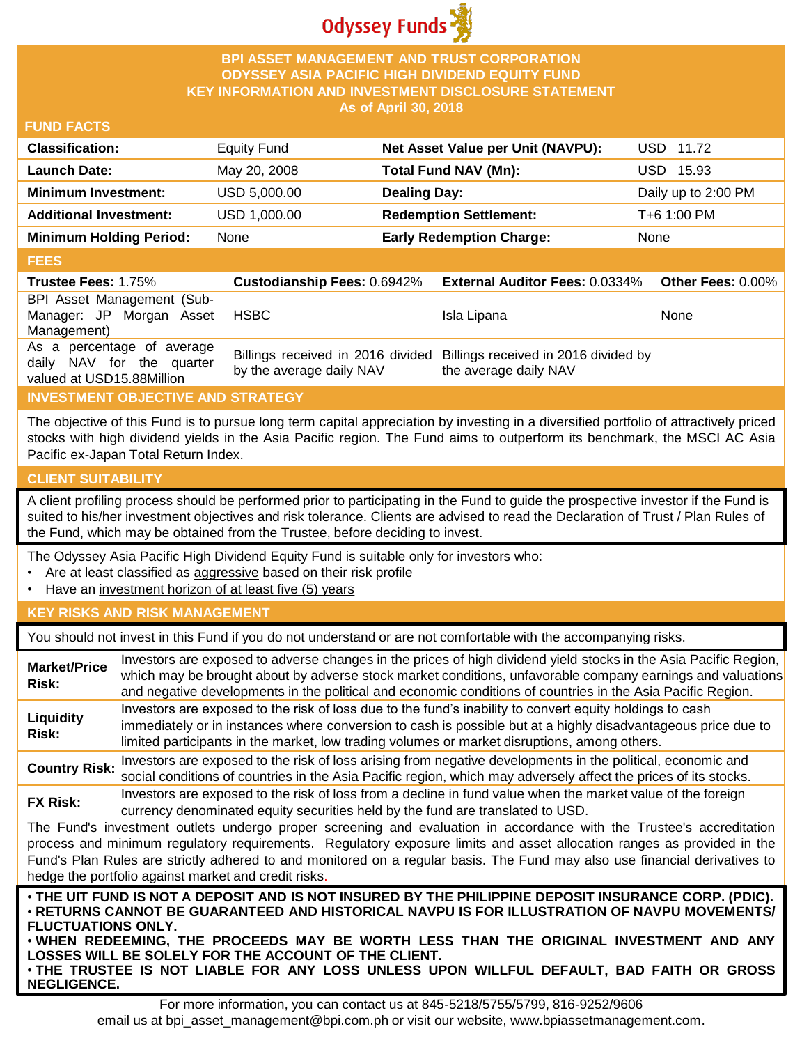Odyssey Funds

# BPI ASSET MANAGEMENT AND TRUST CORPORATION
# ODYSSEY ASIA PACIFIC HIGH DIVIDEND EQUITY FUND
## KEY INFORMATION AND INVESTMENT DISCLOSURE STATEMENT
### As of April 30, 2018

## FUND FACTS

| | | | |
|---|---|---|---|
| **Classification:** | Equity Fund | **Net Asset Value per Unit (NAVPU):** | USD 11.72 |
| **Launch Date:** | May 20, 2008 | **Total Fund NAV (Mn):** | USD 15.93 |
| **Minimum Investment:** | USD 5,000.00 | **Dealing Day:** | Daily up to 2:00 PM |
| **Additional Investment:** | USD 1,000.00 | **Redemption Settlement:** | T+6 1:00 PM |
| **Minimum Holding Period:** | None | **Early Redemption Charge:** | None |

## FEES

| **Trustee Fees:** 1.75% | **Custodianship Fees:** 0.6942% | **External Auditor Fees:** 0.0334% | **Other Fees:** 0.00% |
|---|---|---|---|
| BPI Asset Management (Sub-Manager: JP Morgan Asset Management) | HSBC | Isla Lipana | None |
| As a percentage of average daily NAV for the quarter valued at USD15.88Million | Billings received in 2016 divided by the average daily NAV | Billings received in 2016 divided by the average daily NAV | |

## INVESTMENT OBJECTIVE AND STRATEGY

The objective of this Fund is to pursue long term capital appreciation by investing in a diversified portfolio of attractively priced stocks with high dividend yields in the Asia Pacific region. The Fund aims to outperform its benchmark, the MSCI AC Asia Pacific ex-Japan Total Return Index.

## CLIENT SUITABILITY

A client profiling process should be performed prior to participating in the Fund to guide the prospective investor if the Fund is suited to his/her investment objectives and risk tolerance. Clients are advised to read the Declaration of Trust / Plan Rules of the Fund, which may be obtained from the Trustee, before deciding to invest.

The Odyssey Asia Pacific High Dividend Equity Fund is suitable only for investors who:

- Are at least classified as aggressive based on their risk profile
- Have an investment horizon of at least five (5) years

## KEY RISKS AND RISK MANAGEMENT

You should not invest in this Fund if you do not understand or are not comfortable with the accompanying risks.

| | |
|---|---|
| **Market/Price Risk:** | Investors are exposed to adverse changes in the prices of high dividend yield stocks in the Asia Pacific Region, which may be brought about by adverse stock market conditions, unfavorable company earnings and valuations and negative developments in the political and economic conditions of countries in the Asia Pacific Region. |
| **Liquidity Risk:** | Investors are exposed to the risk of loss due to the fund's inability to convert equity holdings to cash immediately or in instances where conversion to cash is possible but at a highly disadvantageous price due to limited participants in the market, low trading volumes or market disruptions, among others. |
| **Country Risk:** | Investors are exposed to the risk of loss arising from negative developments in the political, economic and social conditions of countries in the Asia Pacific region, which may adversely affect the prices of its stocks. |
| **FX Risk:** | Investors are exposed to the risk of loss from a decline in fund value when the market value of the foreign currency denominated equity securities held by the fund are translated to USD. |

The Fund's investment outlets undergo proper screening and evaluation in accordance with the Trustee's accreditation process and minimum regulatory requirements. Regulatory exposure limits and asset allocation ranges as provided in the Fund's Plan Rules are strictly adhered to and monitored on a regular basis. The Fund may also use financial derivatives to hedge the portfolio against market and credit risks.

- **THE UIT FUND IS NOT A DEPOSIT AND IS NOT INSURED BY THE PHILIPPINE DEPOSIT INSURANCE CORP. (PDIC).**
- **RETURNS CANNOT BE GUARANTEED AND HISTORICAL NAVPU IS FOR ILLUSTRATION OF NAVPU MOVEMENTS/ FLUCTUATIONS ONLY.**
- **WHEN REDEEMING, THE PROCEEDS MAY BE WORTH LESS THAN THE ORIGINAL INVESTMENT AND ANY LOSSES WILL BE SOLELY FOR THE ACCOUNT OF THE CLIENT.**
- **THE TRUSTEE IS NOT LIABLE FOR ANY LOSS UNLESS UPON WILLFUL DEFAULT, BAD FAITH OR GROSS NEGLIGENCE.**

For more information, you can contact us at 845-5218/5755/5799, 816-9252/9606
email us at bpi_asset_management@bpi.com.ph or visit our website, www.bpiassetmanagement.com.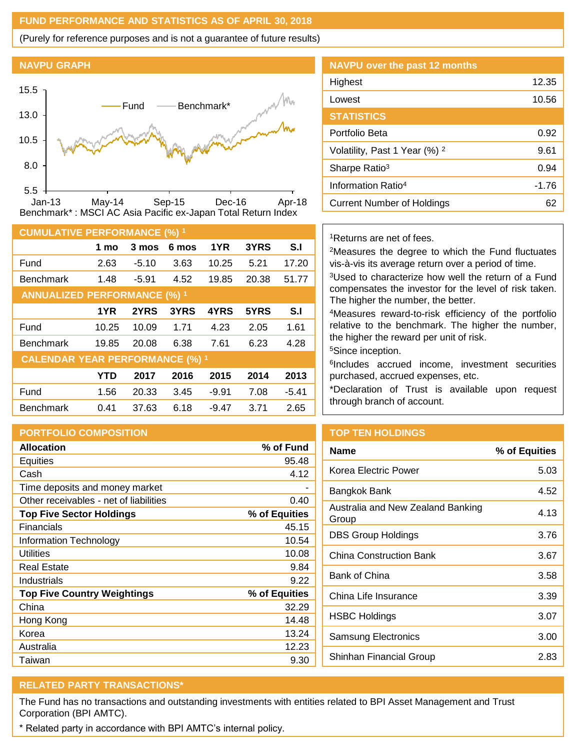## FUND PERFORMANCE AND STATISTICS AS OF APRIL 30, 2018

(Purely for reference purposes and is not a guarantee of future results)

### NAVPU GRAPH

Benchmark* : MSCI AC Asia Pacific ex-Japan Total Return Index

### NAVPU over the past 12 months

| | |
|---|---|
| Highest | 12.35 |
| Lowest | 10.56 |

### STATISTICS

| | |
|---|---|
| Portfolio Beta | 0.92 |
| Volatility, Past 1 Year (%) [2] | 9.61 |
| Sharpe Ratio[3] | 0.94 |
| Information Ratio[4] | -1.76 |
| Current Number of Holdings | 62 |

### CUMULATIVE PERFORMANCE (%) [1]

| | 1 mo | 3 mos | 6 mos | 1YR | 3YRS | S.I |
|---|---|---|---|---|---|---|
| Fund | 2.63 | -5.10 | 3.63 | 10.25 | 5.21 | 17.20 |
| Benchmark | 1.48 | -5.91 | 4.52 | 19.85 | 20.38 | 51.77 |

### ANNUALIZED PERFORMANCE (%) [1]

| | 1YR | 2YRS | 3YRS | 4YRS | 5YRS | S.I |
|---|---|---|---|---|---|---|
| Fund | 10.25 | 10.09 | 1.71 | 4.23 | 2.05 | 1.61 |
| Benchmark | 19.85 | 20.08 | 6.38 | 7.61 | 6.23 | 4.28 |

### CALENDAR YEAR PERFORMANCE (%) [1]

| | YTD | 2017 | 2016 | 2015 | 2014 | 2013 |
|---|---|---|---|---|---|---|
| Fund | 1.56 | 20.33 | 3.45 | -9.91 | 7.08 | -5.41 |
| Benchmark | 0.41 | 37.63 | 6.18 | -9.47 | 3.71 | 2.65 |

[1]Returns are net of fees.

[2]Measures the degree to which the Fund fluctuates vis-à-vis its average return over a period of time.

[3]Used to characterize how well the return of a Fund compensates the investor for the level of risk taken. The higher the number, the better.

[4]Measures reward-to-risk efficiency of the portfolio relative to the benchmark. The higher the number, the higher the reward per unit of risk.

[5]Since inception.

[6]Includes accrued income, investment securities purchased, accrued expenses, etc.

*Declaration of Trust is available upon request through branch of account.

### PORTFOLIO COMPOSITION

| Allocation | % of Fund |
|---|---|
| Equities | 95.48 |
| Cash | 4.12 |
| Time deposits and money market | - |
| Other receivables - net of liabilities | 0.40 |
| **Top Five Sector Holdings** | **% of Equities** |
| Financials | 45.15 |
| Information Technology | 10.54 |
| Utilities | 10.08 |
| Real Estate | 9.84 |
| Industrials | 9.22 |
| **Top Five Country Weightings** | **% of Equities** |
| China | 32.29 |
| Hong Kong | 14.48 |
| Korea | 13.24 |
| Australia | 12.23 |
| Taiwan | 9.30 |

### TOP TEN HOLDINGS

| Name | % of Equities |
|---|---|
| Korea Electric Power | 5.03 |
| Bangkok Bank | 4.52 |
| Australia and New Zealand Banking Group | 4.13 |
| DBS Group Holdings | 3.76 |
| China Construction Bank | 3.67 |
| Bank of China | 3.58 |
| China Life Insurance | 3.39 |
| HSBC Holdings | 3.07 |
| Samsung Electronics | 3.00 |
| Shinhan Financial Group | 2.83 |

### RELATED PARTY TRANSACTIONS*

The Fund has no transactions and outstanding investments with entities related to BPI Asset Management and Trust Corporation (BPI AMTC).

* Related party in accordance with BPI AMTC's internal policy.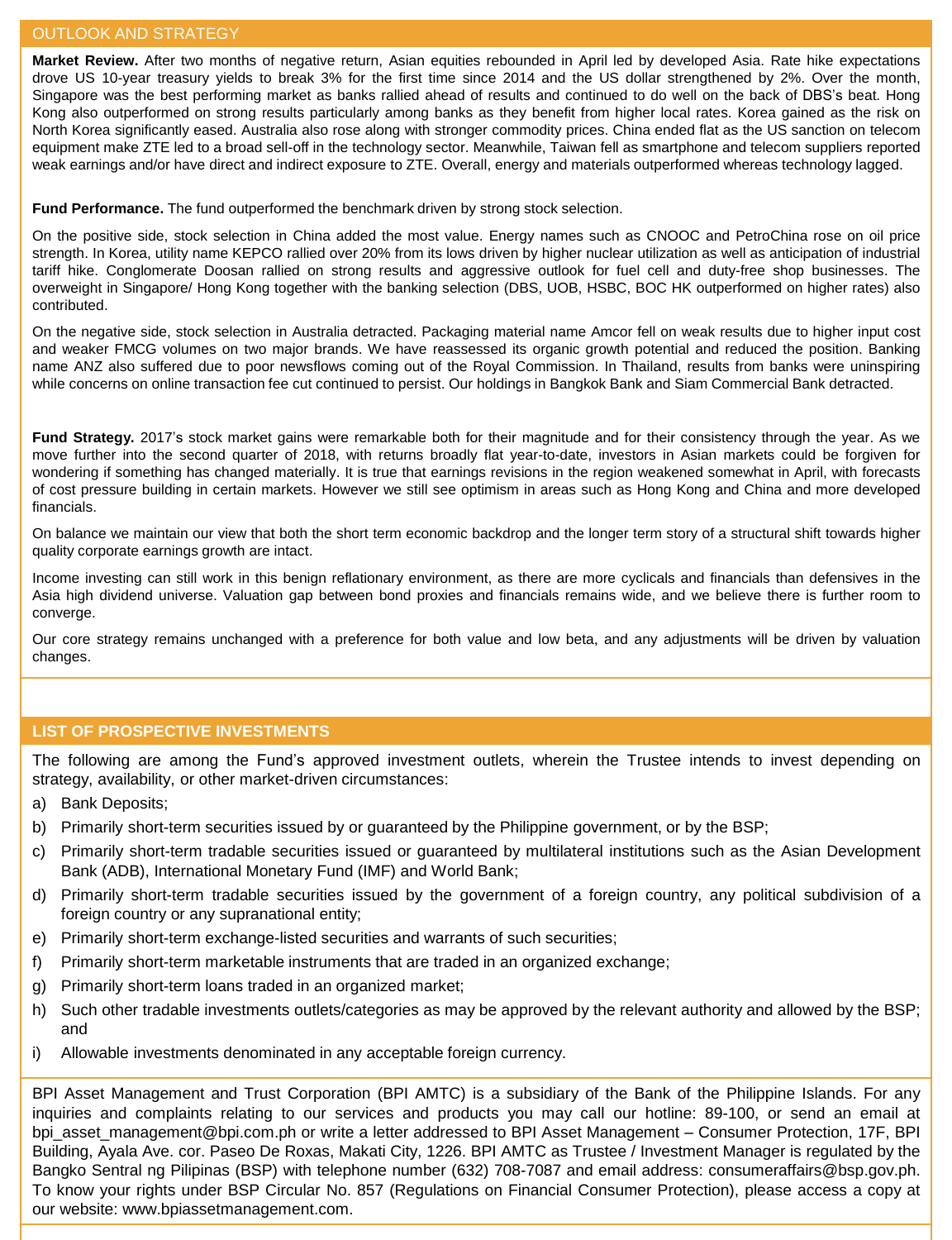## OUTLOOK AND STRATEGY

**Market Review.** After two months of negative return, Asian equities rebounded in April led by developed Asia. Rate hike expectations drove US 10-year treasury yields to break 3% for the first time since 2014 and the US dollar strengthened by 2%. Over the month, Singapore was the best performing market as banks rallied ahead of results and continued to do well on the back of DBS's beat. Hong Kong also outperformed on strong results particularly among banks as they benefit from higher local rates. Korea gained as the risk on North Korea significantly eased. Australia also rose along with stronger commodity prices. China ended flat as the US sanction on telecom equipment make ZTE led to a broad sell-off in the technology sector. Meanwhile, Taiwan fell as smartphone and telecom suppliers reported weak earnings and/or have direct and indirect exposure to ZTE. Overall, energy and materials outperformed whereas technology lagged.

**Fund Performance.** The fund outperformed the benchmark driven by strong stock selection.

On the positive side, stock selection in China added the most value. Energy names such as CNOOC and PetroChina rose on oil price strength. In Korea, utility name KEPCO rallied over 20% from its lows driven by higher nuclear utilization as well as anticipation of industrial tariff hike. Conglomerate Doosan rallied on strong results and aggressive outlook for fuel cell and duty-free shop businesses. The overweight in Singapore/ Hong Kong together with the banking selection (DBS, UOB, HSBC, BOC HK outperformed on higher rates) also contributed.

On the negative side, stock selection in Australia detracted. Packaging material name Amcor fell on weak results due to higher input cost and weaker FMCG volumes on two major brands. We have reassessed its organic growth potential and reduced the position. Banking name ANZ also suffered due to poor newsflows coming out of the Royal Commission. In Thailand, results from banks were uninspiring while concerns on online transaction fee cut continued to persist. Our holdings in Bangkok Bank and Siam Commercial Bank detracted.

**Fund Strategy.** 2017's stock market gains were remarkable both for their magnitude and for their consistency through the year. As we move further into the second quarter of 2018, with returns broadly flat year-to-date, investors in Asian markets could be forgiven for wondering if something has changed materially. It is true that earnings revisions in the region weakened somewhat in April, with forecasts of cost pressure building in certain markets. However we still see optimism in areas such as Hong Kong and China and more developed financials.

On balance we maintain our view that both the short term economic backdrop and the longer term story of a structural shift towards higher quality corporate earnings growth are intact.

Income investing can still work in this benign reflationary environment, as there are more cyclicals and financials than defensives in the Asia high dividend universe. Valuation gap between bond proxies and financials remains wide, and we believe there is further room to converge.

Our core strategy remains unchanged with a preference for both value and low beta, and any adjustments will be driven by valuation changes.

## LIST OF PROSPECTIVE INVESTMENTS

The following are among the Fund's approved investment outlets, wherein the Trustee intends to invest depending on strategy, availability, or other market-driven circumstances:

a) Bank Deposits;
b) Primarily short-term securities issued by or guaranteed by the Philippine government, or by the BSP;
c) Primarily short-term tradable securities issued or guaranteed by multilateral institutions such as the Asian Development Bank (ADB), International Monetary Fund (IMF) and World Bank;
d) Primarily short-term tradable securities issued by the government of a foreign country, any political subdivision of a foreign country or any supranational entity;
e) Primarily short-term exchange-listed securities and warrants of such securities;
f) Primarily short-term marketable instruments that are traded in an organized exchange;
g) Primarily short-term loans traded in an organized market;
h) Such other tradable investments outlets/categories as may be approved by the relevant authority and allowed by the BSP; and
i) Allowable investments denominated in any acceptable foreign currency.

BPI Asset Management and Trust Corporation (BPI AMTC) is a subsidiary of the Bank of the Philippine Islands. For any inquiries and complaints relating to our services and products you may call our hotline: 89-100, or send an email at bpi_asset_management@bpi.com.ph or write a letter addressed to BPI Asset Management – Consumer Protection, 17F, BPI Building, Ayala Ave. cor. Paseo De Roxas, Makati City, 1226. BPI AMTC as Trustee / Investment Manager is regulated by the Bangko Sentral ng Pilipinas (BSP) with telephone number (632) 708-7087 and email address: consumeraffairs@bsp.gov.ph. To know your rights under BSP Circular No. 857 (Regulations on Financial Consumer Protection), please access a copy at our website: www.bpiassetmanagement.com.